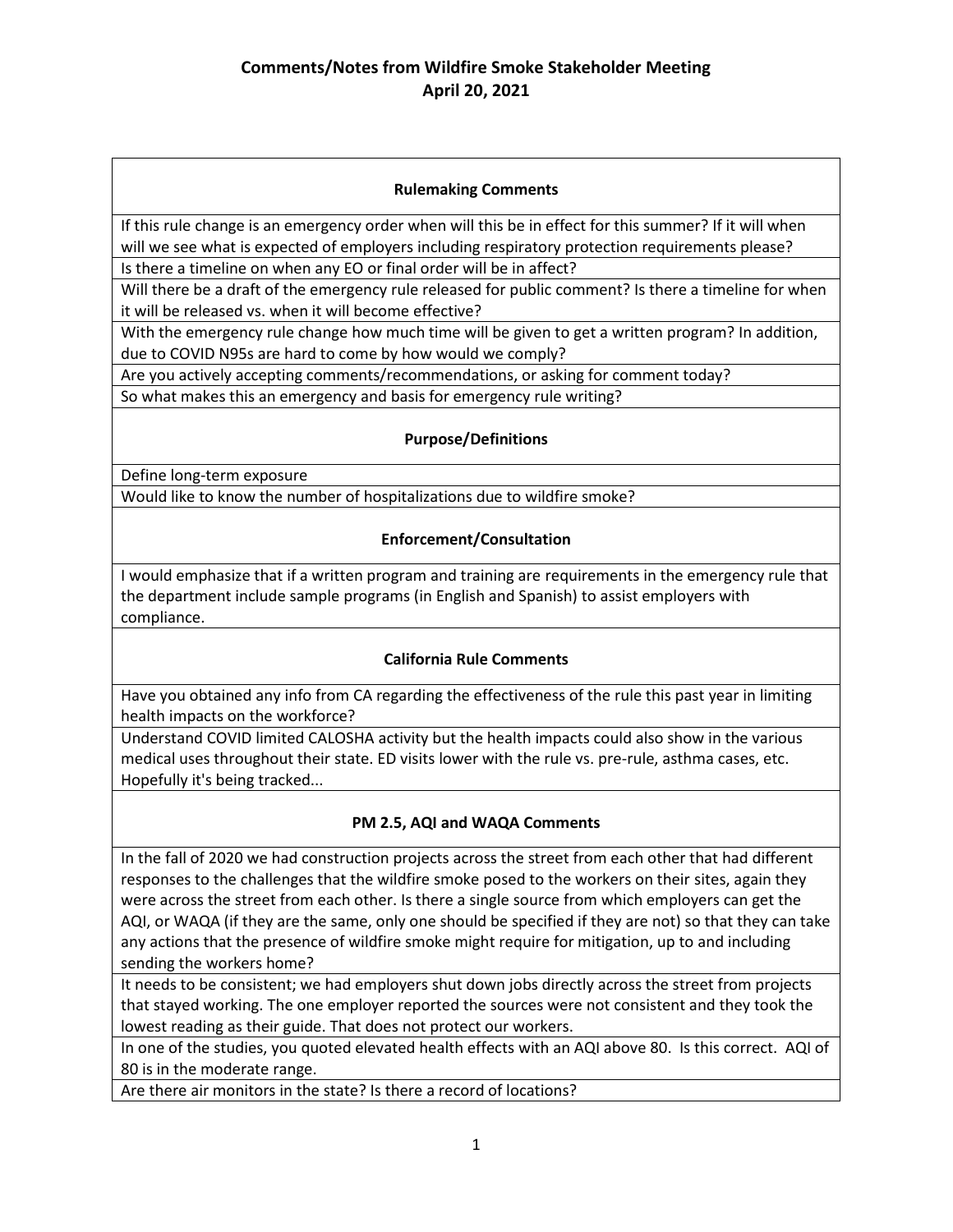# Comments/Notes from Wildfire Smoke Stakeholder Meeting
## April 20, 2021

### Rulemaking Comments

If this rule change is an emergency order when will this be in effect for this summer? If it will when will we see what is expected of employers including respiratory protection requirements please?

Is there a timeline on when any EO or final order will be in affect?

Will there be a draft of the emergency rule released for public comment? Is there a timeline for when it will be released vs. when it will become effective?

With the emergency rule change how much time will be given to get a written program? In addition, due to COVID N95s are hard to come by how would we comply?

Are you actively accepting comments/recommendations, or asking for comment today?

So what makes this an emergency and basis for emergency rule writing?

### Purpose/Definitions

Define long-term exposure

Would like to know the number of hospitalizations due to wildfire smoke?

### Enforcement/Consultation

I would emphasize that if a written program and training are requirements in the emergency rule that the department include sample programs (in English and Spanish) to assist employers with compliance.

### California Rule Comments

Have you obtained any info from CA regarding the effectiveness of the rule this past year in limiting health impacts on the workforce?

Understand COVID limited CALOSHA activity but the health impacts could also show in the various medical uses throughout their state. ED visits lower with the rule vs. pre-rule, asthma cases, etc. Hopefully it's being tracked...

### PM 2.5, AQI and WAQA Comments

In the fall of 2020 we had construction projects across the street from each other that had different responses to the challenges that the wildfire smoke posed to the workers on their sites, again they were across the street from each other. Is there a single source from which employers can get the AQI, or WAQA (if they are the same, only one should be specified if they are not) so that they can take any actions that the presence of wildfire smoke might require for mitigation, up to and including sending the workers home?

It needs to be consistent; we had employers shut down jobs directly across the street from projects that stayed working. The one employer reported the sources were not consistent and they took the lowest reading as their guide. That does not protect our workers.

In one of the studies, you quoted elevated health effects with an AQI above 80. Is this correct. AQI of 80 is in the moderate range.

Are there air monitors in the state? Is there a record of locations?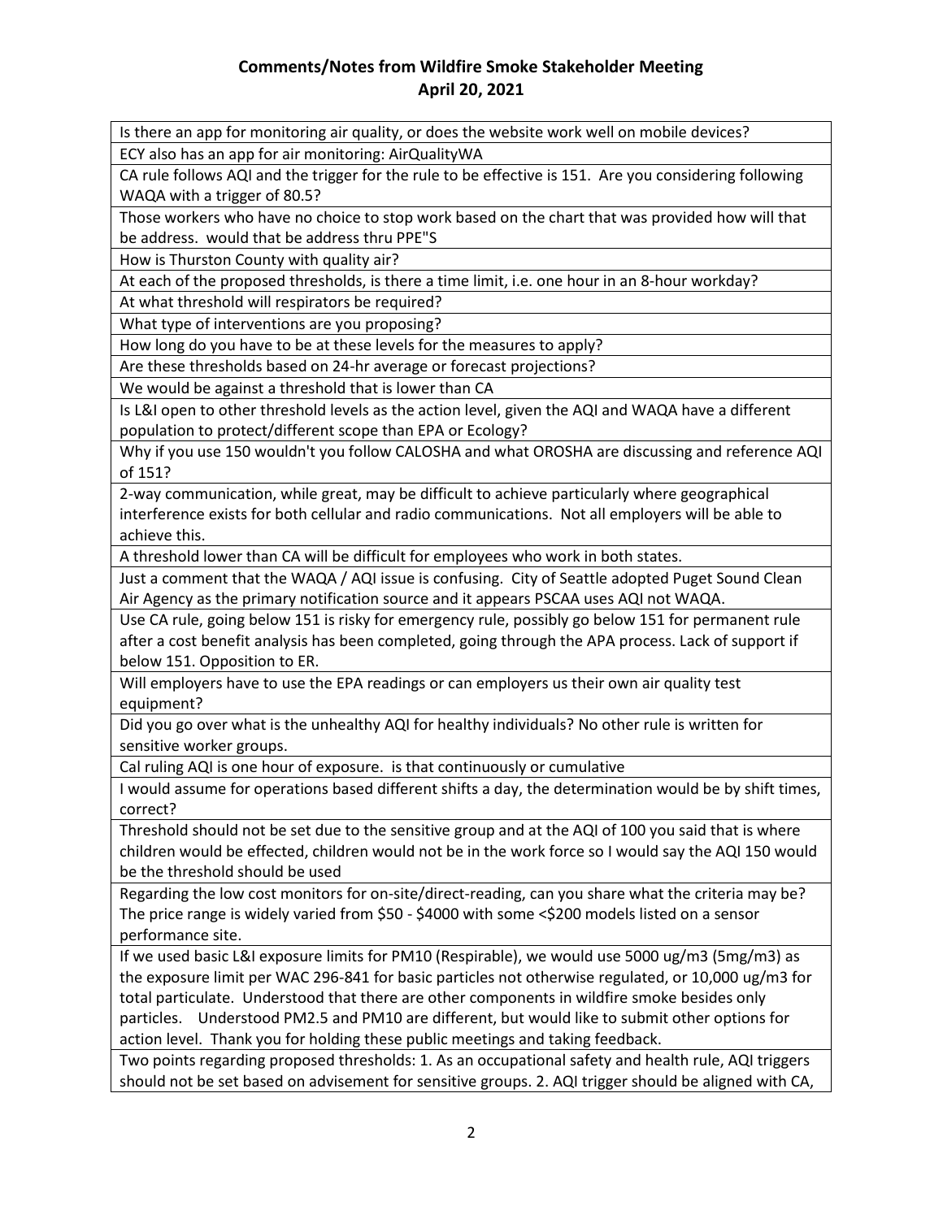# Comments/Notes from Wildfire Smoke Stakeholder Meeting
## April 20, 2021

| |
|---|
| Is there an app for monitoring air quality, or does the website work well on mobile devices? |
| ECY also has an app for air monitoring: AirQualityWA |
| CA rule follows AQI and the trigger for the rule to be effective is 151. Are you considering following WAQA with a trigger of 80.5? |
| Those workers who have no choice to stop work based on the chart that was provided how will that be address. would that be address thru PPE"S |
| How is Thurston County with quality air? |
| At each of the proposed thresholds, is there a time limit, i.e. one hour in an 8-hour workday? |
| At what threshold will respirators be required? |
| What type of interventions are you proposing? |
| How long do you have to be at these levels for the measures to apply? |
| Are these thresholds based on 24-hr average or forecast projections? |
| We would be against a threshold that is lower than CA |
| Is L&I open to other threshold levels as the action level, given the AQI and WAQA have a different population to protect/different scope than EPA or Ecology? |
| Why if you use 150 wouldn't you follow CALOSHA and what OROSHA are discussing and reference AQI of 151? |
| 2-way communication, while great, may be difficult to achieve particularly where geographical interference exists for both cellular and radio communications. Not all employers will be able to achieve this. |
| A threshold lower than CA will be difficult for employees who work in both states. |
| Just a comment that the WAQA / AQI issue is confusing. City of Seattle adopted Puget Sound Clean Air Agency as the primary notification source and it appears PSCAA uses AQI not WAQA. |
| Use CA rule, going below 151 is risky for emergency rule, possibly go below 151 for permanent rule after a cost benefit analysis has been completed, going through the APA process. Lack of support if below 151. Opposition to ER. |
| Will employers have to use the EPA readings or can employers us their own air quality test equipment? |
| Did you go over what is the unhealthy AQI for healthy individuals? No other rule is written for sensitive worker groups. |
| Cal ruling AQI is one hour of exposure. is that continuously or cumulative |
| I would assume for operations based different shifts a day, the determination would be by shift times, correct? |
| Threshold should not be set due to the sensitive group and at the AQI of 100 you said that is where children would be effected, children would not be in the work force so I would say the AQI 150 would be the threshold should be used |
| Regarding the low cost monitors for on-site/direct-reading, can you share what the criteria may be? The price range is widely varied from $50 - $4000 with some <$200 models listed on a sensor performance site. |
| If we used basic L&I exposure limits for PM10 (Respirable), we would use 5000 ug/m3 (5mg/m3) as the exposure limit per WAC 296-841 for basic particles not otherwise regulated, or 10,000 ug/m3 for total particulate. Understood that there are other components in wildfire smoke besides only particles. Understood PM2.5 and PM10 are different, but would like to submit other options for action level. Thank you for holding these public meetings and taking feedback. |
| Two points regarding proposed thresholds: 1. As an occupational safety and health rule, AQI triggers should not be set based on advisement for sensitive groups. 2. AQI trigger should be aligned with CA, |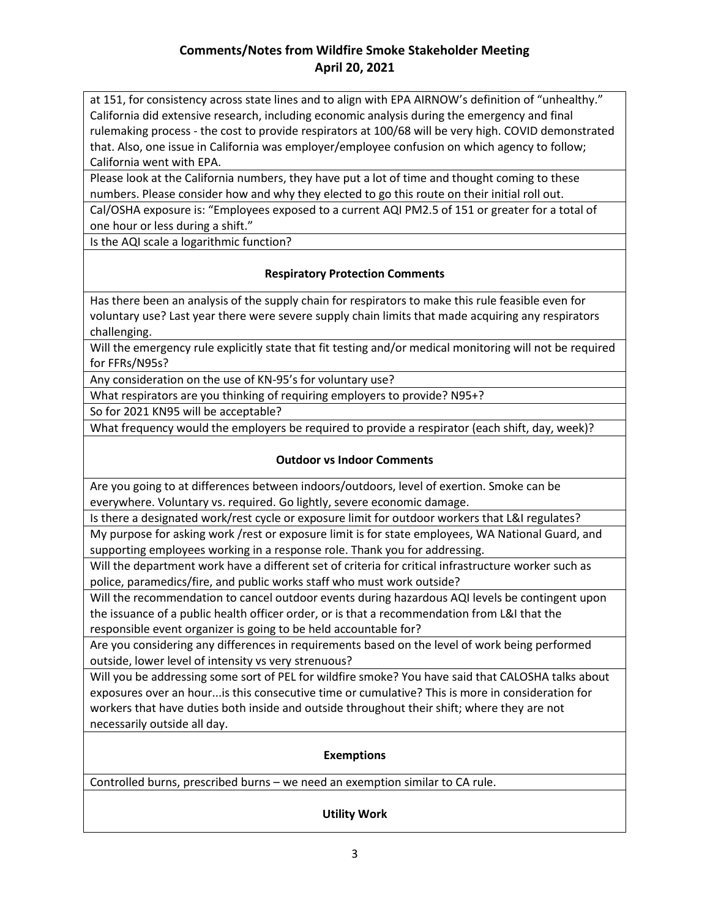at 151, for consistency across state lines and to align with EPA AIRNOW's definition of "unhealthy." California did extensive research, including economic analysis during the emergency and final rulemaking process - the cost to provide respirators at 100/68 will be very high. COVID demonstrated that. Also, one issue in California was employer/employee confusion on which agency to follow; California went with EPA.

Please look at the California numbers, they have put a lot of time and thought coming to these numbers. Please consider how and why they elected to go this route on their initial roll out.

Cal/OSHA exposure is: "Employees exposed to a current AQI PM2.5 of 151 or greater for a total of one hour or less during a shift."

Is the AQI scale a logarithmic function?

### Respiratory Protection Comments

Has there been an analysis of the supply chain for respirators to make this rule feasible even for voluntary use? Last year there were severe supply chain limits that made acquiring any respirators challenging.

Will the emergency rule explicitly state that fit testing and/or medical monitoring will not be required for FFRs/N95s?

Any consideration on the use of KN-95's for voluntary use?

What respirators are you thinking of requiring employers to provide? N95+?

So for 2021 KN95 will be acceptable?

What frequency would the employers be required to provide a respirator (each shift, day, week)?

### Outdoor vs Indoor Comments

Are you going to at differences between indoors/outdoors, level of exertion. Smoke can be everywhere. Voluntary vs. required. Go lightly, severe economic damage.

Is there a designated work/rest cycle or exposure limit for outdoor workers that L&I regulates?

My purpose for asking work /rest or exposure limit is for state employees, WA National Guard, and supporting employees working in a response role. Thank you for addressing.

Will the department work have a different set of criteria for critical infrastructure worker such as police, paramedics/fire, and public works staff who must work outside?

Will the recommendation to cancel outdoor events during hazardous AQI levels be contingent upon the issuance of a public health officer order, or is that a recommendation from L&I that the responsible event organizer is going to be held accountable for?

Are you considering any differences in requirements based on the level of work being performed outside, lower level of intensity vs very strenuous?

Will you be addressing some sort of PEL for wildfire smoke? You have said that CALOSHA talks about exposures over an hour...is this consecutive time or cumulative? This is more in consideration for workers that have duties both inside and outside throughout their shift; where they are not necessarily outside all day.

### Exemptions

Controlled burns, prescribed burns – we need an exemption similar to CA rule.

### Utility Work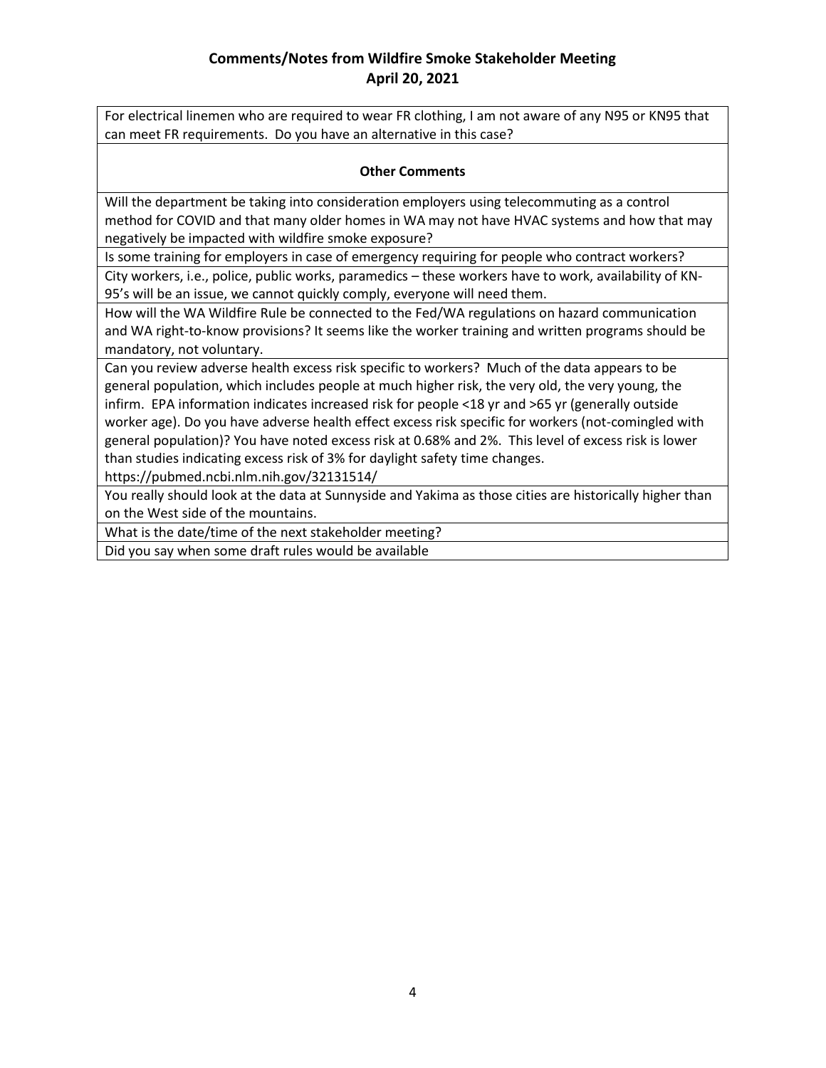# Comments/Notes from Wildfire Smoke Stakeholder Meeting
## April 20, 2021

| |
|---|
| For electrical linemen who are required to wear FR clothing, I am not aware of any N95 or KN95 that can meet FR requirements. Do you have an alternative in this case? |
| **Other Comments** |
| Will the department be taking into consideration employers using telecommuting as a control method for COVID and that many older homes in WA may not have HVAC systems and how that may negatively be impacted with wildfire smoke exposure? |
| Is some training for employers in case of emergency requiring for people who contract workers? |
| City workers, i.e., police, public works, paramedics – these workers have to work, availability of KN-95's will be an issue, we cannot quickly comply, everyone will need them. |
| How will the WA Wildfire Rule be connected to the Fed/WA regulations on hazard communication and WA right-to-know provisions? It seems like the worker training and written programs should be mandatory, not voluntary. |
| Can you review adverse health excess risk specific to workers? Much of the data appears to be general population, which includes people at much higher risk, the very old, the very young, the infirm. EPA information indicates increased risk for people <18 yr and >65 yr (generally outside worker age). Do you have adverse health effect excess risk specific for workers (not-comingled with general population)? You have noted excess risk at 0.68% and 2%. This level of excess risk is lower than studies indicating excess risk of 3% for daylight safety time changes. https://pubmed.ncbi.nlm.nih.gov/32131514/ |
| You really should look at the data at Sunnyside and Yakima as those cities are historically higher than on the West side of the mountains. |
| What is the date/time of the next stakeholder meeting? |
| Did you say when some draft rules would be available |